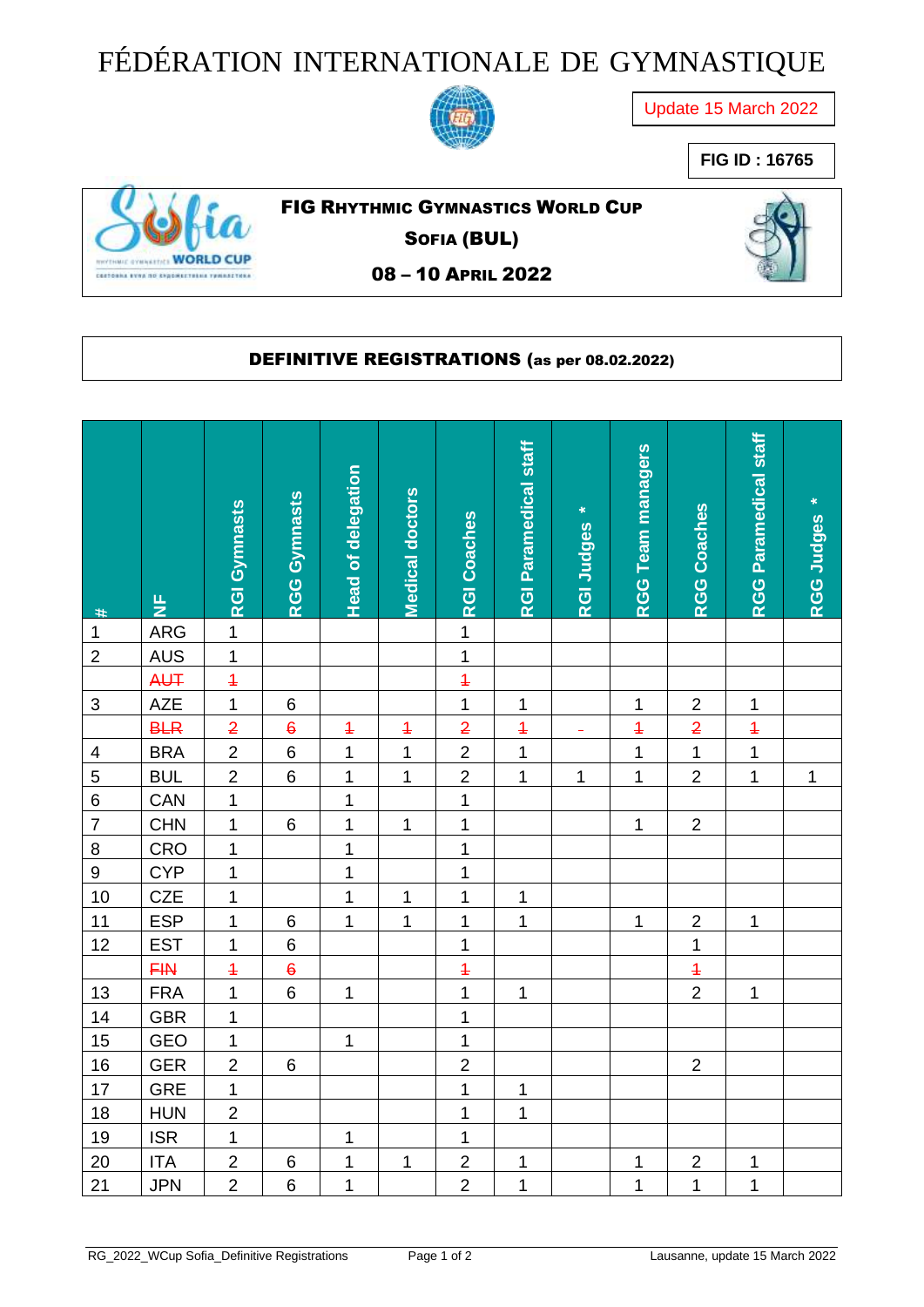# FÉDÉRATION INTERNATIONALE DE GYMNASTIQUE

Update 15 March 2022

**FIG ID : 16765**

## FIG Rhythmic Gymnastics World Cup

**Sofia (BUL)**

**08 – 10 April 2022**

## DEFINITIVE REGISTRATIONS (as per 08.02.2022)

| # | NF | RGI Gymnasts | RGG Gymnasts | Head of delegation | Medical doctors | RGI Coaches | RGI Paramedical staff | RGI Judges * | RGG Team managers | RGG Coaches | RGG Paramedical staff | RGG Judges * |
|---|---|---|---|---|---|---|---|---|---|---|---|---|
| 1 | ARG | 1 | | | | 1 | | | | | | |
| 2 | AUS | 1 | | | | 1 | | | | | | |
| | ~~AUT~~ | ~~1~~ | | | | ~~1~~ | | | | | | |
| 3 | AZE | 1 | 6 | | | 1 | 1 | | 1 | 2 | 1 | |
| | ~~BLR~~ | ~~2~~ | ~~6~~ | ~~1~~ | ~~1~~ | ~~2~~ | ~~1~~ | ~~-~~ | ~~1~~ | ~~2~~ | ~~1~~ | |
| 4 | BRA | 2 | 6 | 1 | 1 | 2 | 1 | | 1 | 1 | 1 | |
| 5 | BUL | 2 | 6 | 1 | 1 | 2 | 1 | 1 | 1 | 2 | 1 | 1 |
| 6 | CAN | 1 | | 1 | | 1 | | | | | | |
| 7 | CHN | 1 | 6 | 1 | 1 | 1 | | | 1 | 2 | | |
| 8 | CRO | 1 | | 1 | | 1 | | | | | | |
| 9 | CYP | 1 | | 1 | | 1 | | | | | | |
| 10 | CZE | 1 | | 1 | 1 | 1 | 1 | | | | | |
| 11 | ESP | 1 | 6 | 1 | 1 | 1 | 1 | | 1 | 2 | 1 | |
| 12 | EST | 1 | 6 | | | 1 | | | | 1 | | |
| | ~~FIN~~ | ~~1~~ | ~~6~~ | | | ~~1~~ | | | | ~~1~~ | | |
| 13 | FRA | 1 | 6 | 1 | | 1 | 1 | | | 2 | 1 | |
| 14 | GBR | 1 | | | | 1 | | | | | | |
| 15 | GEO | 1 | | 1 | | 1 | | | | | | |
| 16 | GER | 2 | 6 | | | 2 | | | | 2 | | |
| 17 | GRE | 1 | | | | 1 | 1 | | | | | |
| 18 | HUN | 2 | | | | 1 | 1 | | | | | |
| 19 | ISR | 1 | | 1 | | 1 | | | | | | |
| 20 | ITA | 2 | 6 | 1 | 1 | 2 | 1 | | 1 | 2 | 1 | |
| 21 | JPN | 2 | 6 | 1 | | 2 | 1 | | 1 | 1 | 1 | |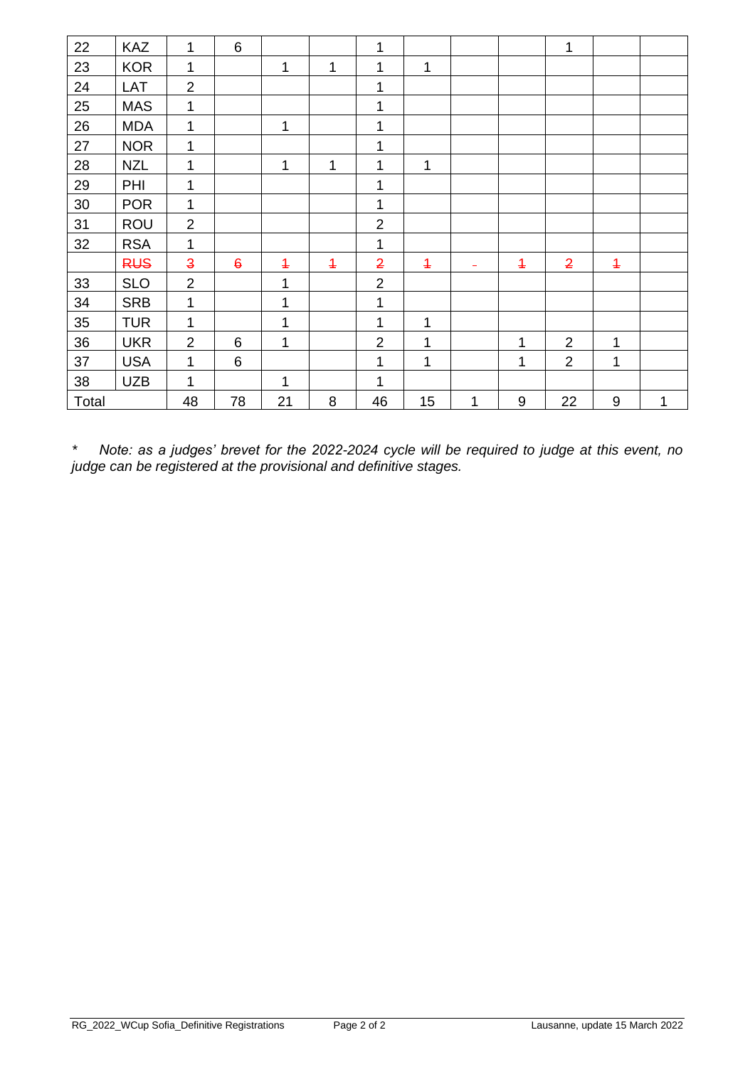| | | | | | | | | | | | | |
|---|---|---|---|---|---|---|---|---|---|---|---|---|
| 22 | KAZ | 1 | 6 | | | 1 | | | | 1 | | |
| 23 | KOR | 1 | | 1 | 1 | 1 | 1 | | | | | |
| 24 | LAT | 2 | | | | 1 | | | | | | |
| 25 | MAS | 1 | | | | 1 | | | | | | |
| 26 | MDA | 1 | | 1 | | 1 | | | | | | |
| 27 | NOR | 1 | | | | 1 | | | | | | |
| 28 | NZL | 1 | | 1 | 1 | 1 | 1 | | | | | |
| 29 | PHI | 1 | | | | 1 | | | | | | |
| 30 | POR | 1 | | | | 1 | | | | | | |
| 31 | ROU | 2 | | | | 2 | | | | | | |
| 32 | RSA | 1 | | | | 1 | | | | | | |
| | ~~RUS~~ | ~~3~~ | ~~6~~ | ~~1~~ | ~~1~~ | ~~2~~ | ~~1~~ | - | ~~1~~ | ~~2~~ | ~~1~~ | |
| 33 | SLO | 2 | | 1 | | 2 | | | | | | |
| 34 | SRB | 1 | | 1 | | 1 | | | | | | |
| 35 | TUR | 1 | | 1 | | 1 | 1 | | | | | |
| 36 | UKR | 2 | 6 | 1 | | 2 | 1 | | 1 | 2 | 1 | |
| 37 | USA | 1 | 6 | | | 1 | 1 | | 1 | 2 | 1 | |
| 38 | UZB | 1 | | 1 | | 1 | | | | | | |
| Total | | 48 | 78 | 21 | 8 | 46 | 15 | 1 | 9 | 22 | 9 | 1 |

\* *Note: as a judges' brevet for the 2022-2024 cycle will be required to judge at this event, no judge can be registered at the provisional and definitive stages.*